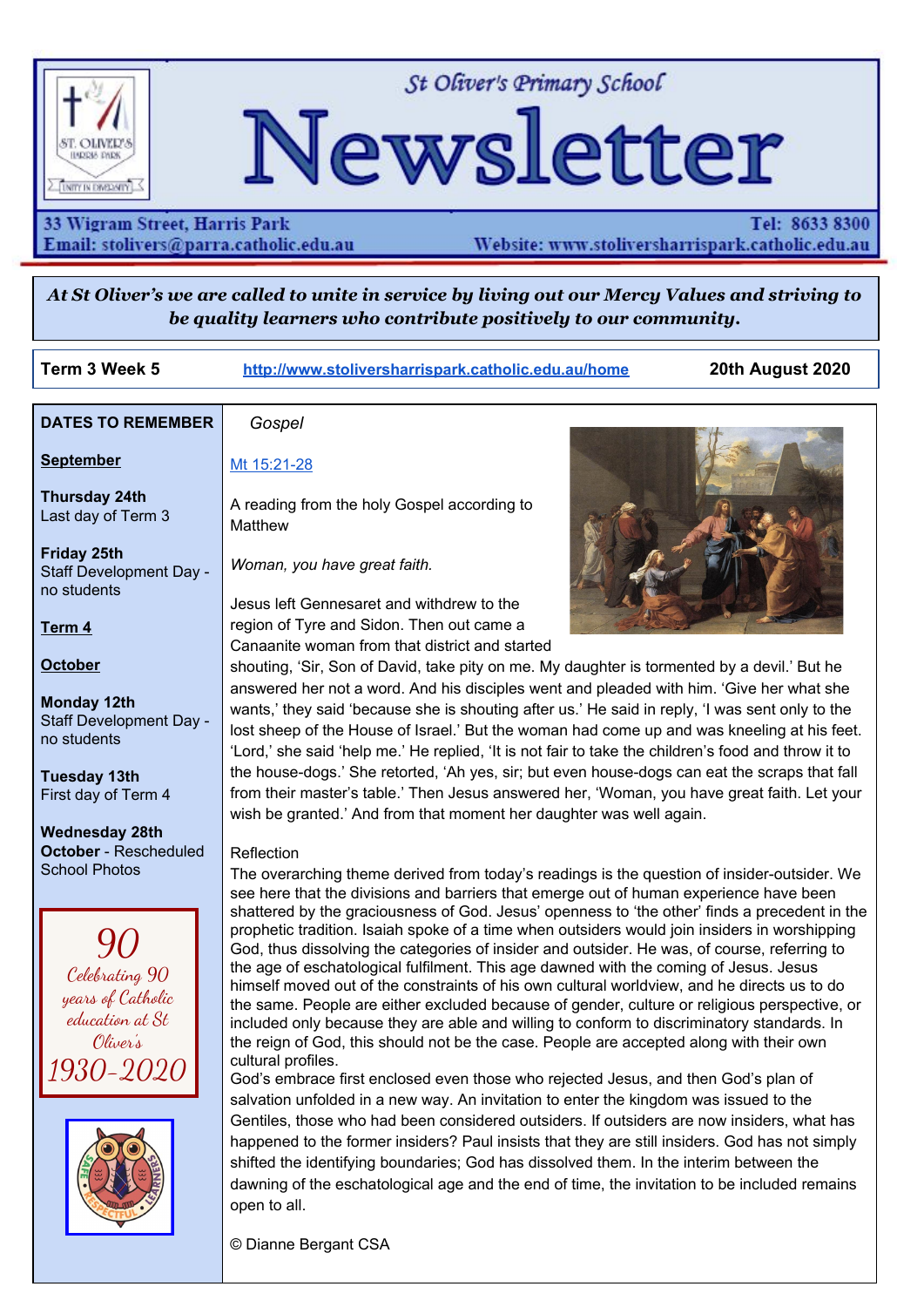# St Oliver's Primary School Newsletter

33 Wigram Street, Harris Park
Email: stolivers@parra.catholic.edu.au

Tel: 8633 8300
Website: www.stoliversharrispark.catholic.edu.au

***At St Oliver's we are called to unite in service by living out our Mercy Values and striving to be quality learners who contribute positively to our community.***

**Term 3 Week 5** | http://www.stoliversharrispark.catholic.edu.au/home | **20th August 2020**

## DATES TO REMEMBER

**September**

**Thursday 24th**
Last day of Term 3

**Friday 25th**
Staff Development Day - no students

**Term 4**

**October**

**Monday 12th**
Staff Development Day - no students

**Tuesday 13th**
First day of Term 4

**Wednesday 28th October** - Rescheduled School Photos

*90 Celebrating 90 years of Catholic education at St Oliver's 1930-2020*

## *Gospel*

Mt 15:21-28

A reading from the holy Gospel according to Matthew

*Woman, you have great faith.*

Jesus left Gennesaret and withdrew to the region of Tyre and Sidon. Then out came a Canaanite woman from that district and started shouting, 'Sir, Son of David, take pity on me. My daughter is tormented by a devil.' But he answered her not a word. And his disciples went and pleaded with him. 'Give her what she wants,' they said 'because she is shouting after us.' He said in reply, 'I was sent only to the lost sheep of the House of Israel.' But the woman had come up and was kneeling at his feet. 'Lord,' she said 'help me.' He replied, 'It is not fair to take the children's food and throw it to the house-dogs.' She retorted, 'Ah yes, sir; but even house-dogs can eat the scraps that fall from their master's table.' Then Jesus answered her, 'Woman, you have great faith. Let your wish be granted.' And from that moment her daughter was well again.

Reflection

The overarching theme derived from today's readings is the question of insider-outsider. We see here that the divisions and barriers that emerge out of human experience have been shattered by the graciousness of God. Jesus' openness to 'the other' finds a precedent in the prophetic tradition. Isaiah spoke of a time when outsiders would join insiders in worshipping God, thus dissolving the categories of insider and outsider. He was, of course, referring to the age of eschatological fulfilment. This age dawned with the coming of Jesus. Jesus himself moved out of the constraints of his own cultural worldview, and he directs us to do the same. People are either excluded because of gender, culture or religious perspective, or included only because they are able and willing to conform to discriminatory standards. In the reign of God, this should not be the case. People are accepted along with their own cultural profiles.

God's embrace first enclosed even those who rejected Jesus, and then God's plan of salvation unfolded in a new way. An invitation to enter the kingdom was issued to the Gentiles, those who had been considered outsiders. If outsiders are now insiders, what has happened to the former insiders? Paul insists that they are still insiders. God has not simply shifted the identifying boundaries; God has dissolved them. In the interim between the dawning of the eschatological age and the end of time, the invitation to be included remains open to all.

© Dianne Bergant CSA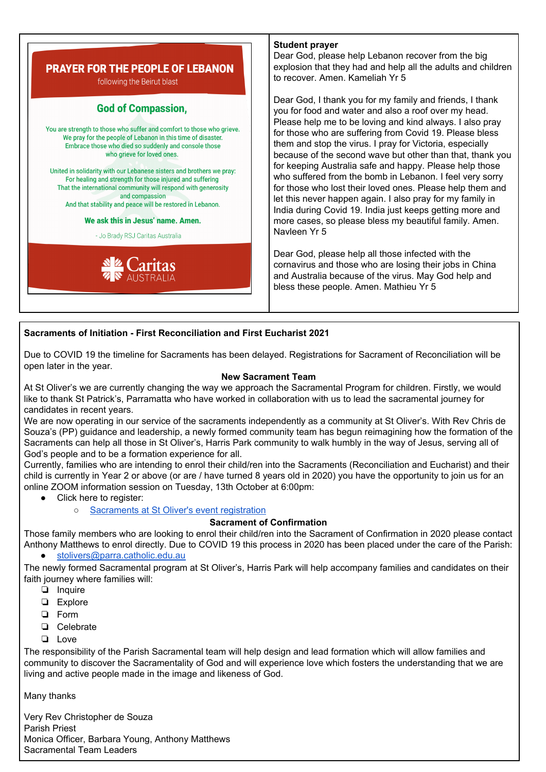## PRAYER FOR THE PEOPLE OF LEBANON

following the Beirut blast

### God of Compassion,

You are strength to those who suffer and comfort to those who grieve.
We pray for the people of Lebanon in this time of disaster.
Embrace those who died so suddenly and console those
who grieve for loved ones.

United in solidarity with our Lebanese sisters and brothers we pray:
For healing and strength for those injured and suffering
That the international community will respond with generosity
and compassion
And that stability and peace will be restored in Lebanon.

**We ask this in Jesus' name. Amen.**

- Jo Brady RSJ Caritas Australia

Caritas AUSTRALIA

**Student prayer**

Dear God, please help Lebanon recover from the big explosion that they had and help all the adults and children to recover. Amen. Kameliah Yr 5

Dear God, I thank you for my family and friends, I thank you for food and water and also a roof over my head. Please help me to be loving and kind always. I also pray for those who are suffering from Covid 19. Please bless them and stop the virus. I pray for Victoria, especially because of the second wave but other than that, thank you for keeping Australia safe and happy. Please help those who suffered from the bomb in Lebanon. I feel very sorry for those who lost their loved ones. Please help them and let this never happen again. I also pray for my family in India during Covid 19. India just keeps getting more and more cases, so please bless my beautiful family. Amen. Navleen Yr 5

Dear God, please help all those infected with the cornavirus and those who are losing their jobs in China and Australia because of the virus. May God help and bless these people. Amen. Mathieu Yr 5

**Sacraments of Initiation - First Reconciliation and First Eucharist 2021**

Due to COVID 19 the timeline for Sacraments has been delayed. Registrations for Sacrament of Reconciliation will be open later in the year.

**New Sacrament Team**

At St Oliver's we are currently changing the way we approach the Sacramental Program for children. Firstly, we would like to thank St Patrick's, Parramatta who have worked in collaboration with us to lead the sacramental journey for candidates in recent years.

We are now operating in our service of the sacraments independently as a community at St Oliver's. With Rev Chris de Souza's (PP) guidance and leadership, a newly formed community team has begun reimagining how the formation of the Sacraments can help all those in St Oliver's, Harris Park community to walk humbly in the way of Jesus, serving all of God's people and to be a formation experience for all.

Currently, families who are intending to enrol their child/ren into the Sacraments (Reconciliation and Eucharist) and their child is currently in Year 2 or above (or are / have turned 8 years old in 2020) you have the opportunity to join us for an online ZOOM information session on Tuesday, 13th October at 6:00pm:

- Click here to register:
  - Sacraments at St Oliver's event registration

**Sacrament of Confirmation**

Those family members who are looking to enrol their child/ren into the Sacrament of Confirmation in 2020 please contact Anthony Matthews to enrol directly. Due to COVID 19 this process in 2020 has been placed under the care of the Parish:

- stolivers@parra.catholic.edu.au

The newly formed Sacramental program at St Oliver's, Harris Park will help accompany families and candidates on their faith journey where families will:

- ❏ Inquire
- ❏ Explore
- ❏ Form
- ❏ Celebrate
- ❏ Love

The responsibility of the Parish Sacramental team will help design and lead formation which will allow families and community to discover the Sacramentality of God and will experience love which fosters the understanding that we are living and active people made in the image and likeness of God.

Many thanks

Very Rev Christopher de Souza
Parish Priest
Monica Officer, Barbara Young, Anthony Matthews
Sacramental Team Leaders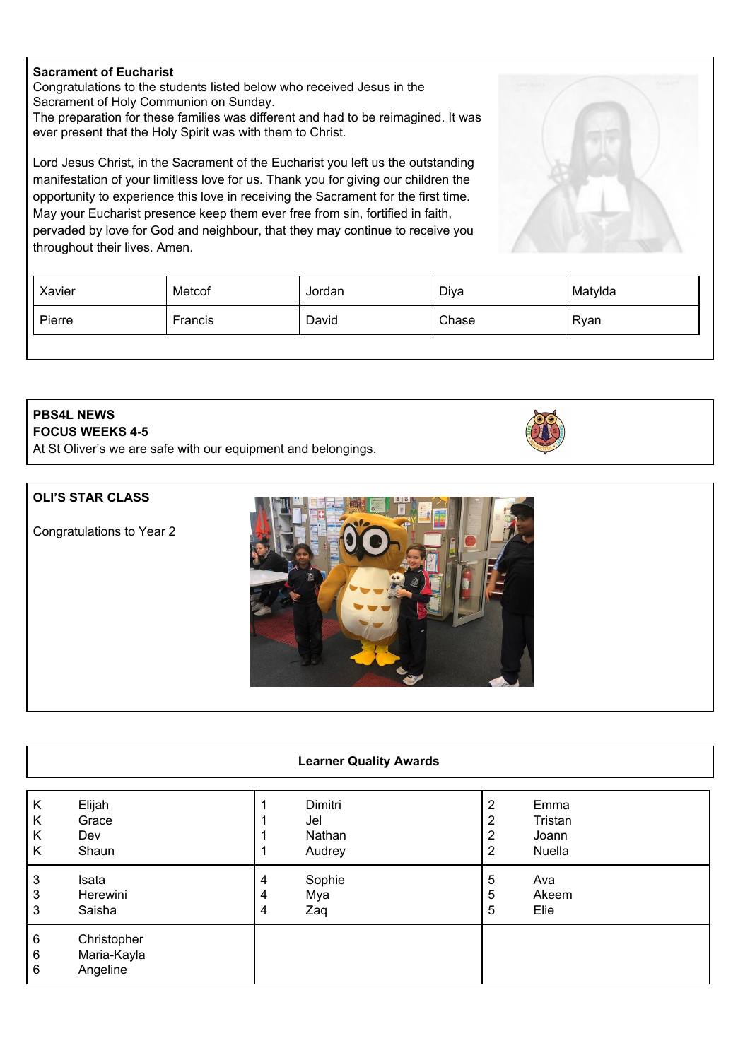**Sacrament of Eucharist**

Congratulations to the students listed below who received Jesus in the Sacrament of Holy Communion on Sunday.
The preparation for these families was different and had to be reimagined. It was ever present that the Holy Spirit was with them to Christ.

Lord Jesus Christ, in the Sacrament of the Eucharist you left us the outstanding manifestation of your limitless love for us. Thank you for giving our children the opportunity to experience this love in receiving the Sacrament for the first time. May your Eucharist presence keep them ever free from sin, fortified in faith, pervaded by love for God and neighbour, that they may continue to receive you throughout their lives. Amen.

| Xavier | Metcof | Jordan | Diya | Matylda |
|---|---|---|---|---|
| Pierre | Francis | David | Chase | Ryan |

**PBS4L NEWS**
**FOCUS WEEKS 4-5**

At St Oliver's we are safe with our equipment and belongings.

**OLI'S STAR CLASS**

Congratulations to Year 2

**Learner Quality Awards**

| | | | | | |
|---|---|---|---|---|---|
| K | Elijah | 1 | Dimitri | 2 | Emma |
| K | Grace | 1 | Jel | 2 | Tristan |
| K | Dev | 1 | Nathan | 2 | Joann |
| K | Shaun | 1 | Audrey | 2 | Nuella |
| 3 | Isata | 4 | Sophie | 5 | Ava |
| 3 | Herewini | 4 | Mya | 5 | Akeem |
| 3 | Saisha | 4 | Zaq | 5 | Elie |
| 6 | Christopher | | | | |
| 6 | Maria-Kayla | | | | |
| 6 | Angeline | | | | |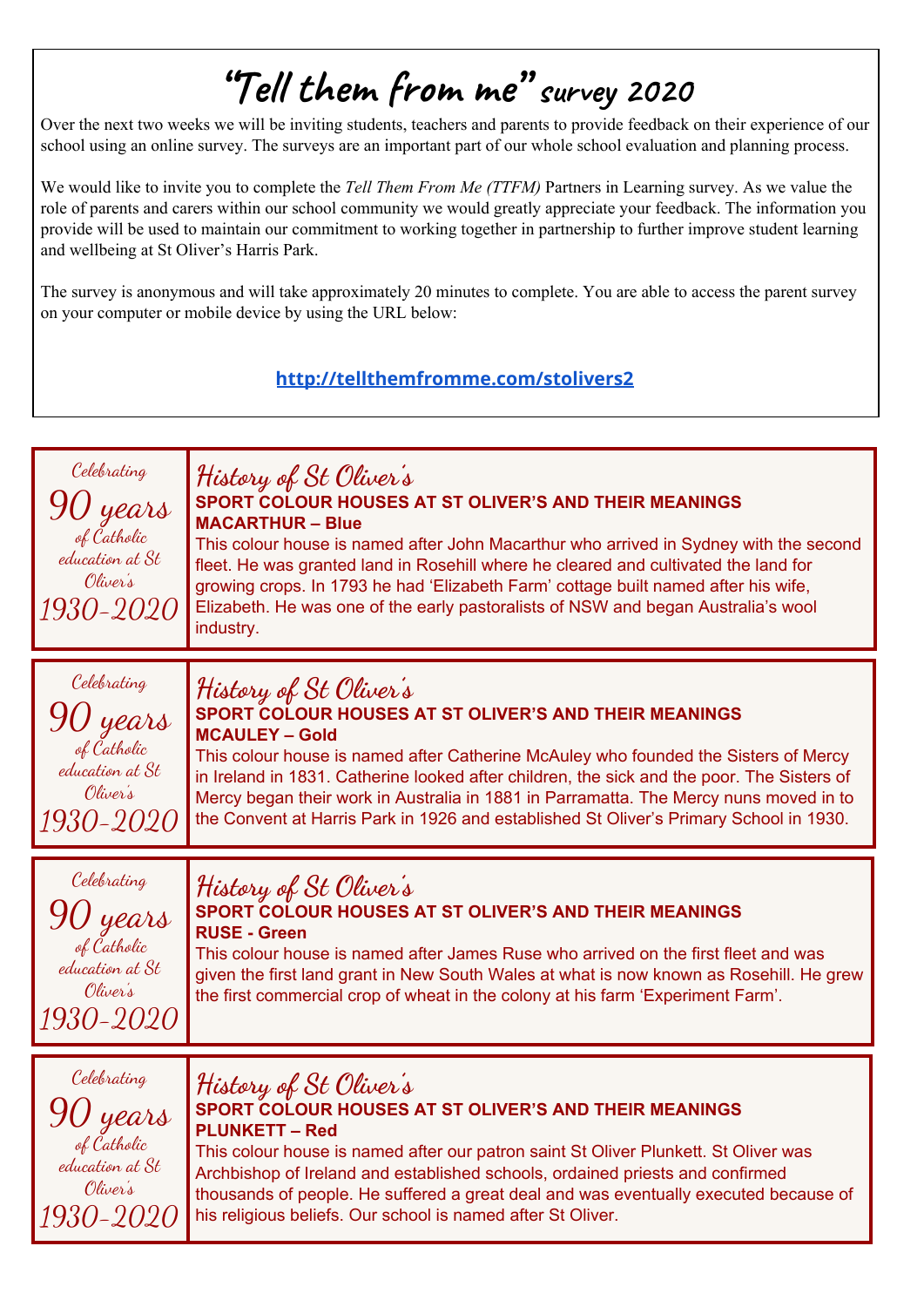# "Tell them from me" survey 2020

Over the next two weeks we will be inviting students, teachers and parents to provide feedback on their experience of our school using an online survey. The surveys are an important part of our whole school evaluation and planning process.

We would like to invite you to complete the *Tell Them From Me (TTFM)* Partners in Learning survey. As we value the role of parents and carers within our school community we would greatly appreciate your feedback. The information you provide will be used to maintain our commitment to working together in partnership to further improve student learning and wellbeing at St Oliver's Harris Park.

The survey is anonymous and will take approximately 20 minutes to complete. You are able to access the parent survey on your computer or mobile device by using the URL below:

**http://tellthemfromme.com/stolivers2**

---

Celebrating 90 years of Catholic education at St Oliver's 1930-2020

## History of St Oliver's

**SPORT COLOUR HOUSES AT ST OLIVER'S AND THEIR MEANINGS**

**MACARTHUR – Blue**

This colour house is named after John Macarthur who arrived in Sydney with the second fleet. He was granted land in Rosehill where he cleared and cultivated the land for growing crops. In 1793 he had 'Elizabeth Farm' cottage built named after his wife, Elizabeth. He was one of the early pastoralists of NSW and began Australia's wool industry.

---

Celebrating 90 years of Catholic education at St Oliver's 1930-2020

## History of St Oliver's

**SPORT COLOUR HOUSES AT ST OLIVER'S AND THEIR MEANINGS**

**MCAULEY – Gold**

This colour house is named after Catherine McAuley who founded the Sisters of Mercy in Ireland in 1831. Catherine looked after children, the sick and the poor. The Sisters of Mercy began their work in Australia in 1881 in Parramatta. The Mercy nuns moved in to the Convent at Harris Park in 1926 and established St Oliver's Primary School in 1930.

---

Celebrating 90 years of Catholic education at St Oliver's 1930-2020

## History of St Oliver's

**SPORT COLOUR HOUSES AT ST OLIVER'S AND THEIR MEANINGS**

**RUSE - Green**

This colour house is named after James Ruse who arrived on the first fleet and was given the first land grant in New South Wales at what is now known as Rosehill. He grew the first commercial crop of wheat in the colony at his farm 'Experiment Farm'.

---

Celebrating 90 years of Catholic education at St Oliver's 1930-2020

## History of St Oliver's

**SPORT COLOUR HOUSES AT ST OLIVER'S AND THEIR MEANINGS**

**PLUNKETT – Red**

This colour house is named after our patron saint St Oliver Plunkett. St Oliver was Archbishop of Ireland and established schools, ordained priests and confirmed thousands of people. He suffered a great deal and was eventually executed because of his religious beliefs. Our school is named after St Oliver.